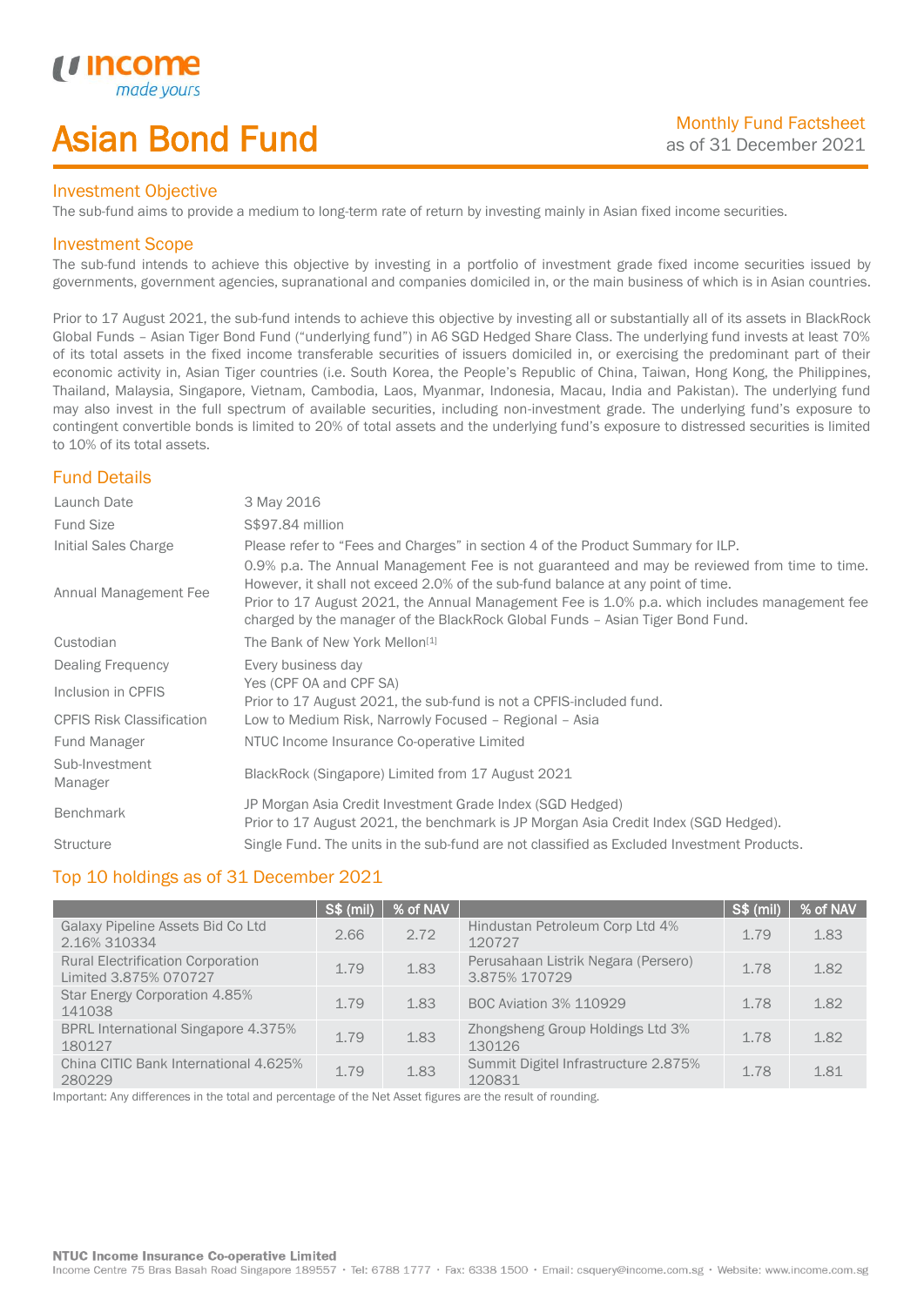# Asian Bond Fund

Monthly Fund Factsheet
as of 31 December 2021

## Investment Objective

The sub-fund aims to provide a medium to long-term rate of return by investing mainly in Asian fixed income securities.

## Investment Scope

The sub-fund intends to achieve this objective by investing in a portfolio of investment grade fixed income securities issued by governments, government agencies, supranational and companies domiciled in, or the main business of which is in Asian countries.

Prior to 17 August 2021, the sub-fund intends to achieve this objective by investing all or substantially all of its assets in BlackRock Global Funds – Asian Tiger Bond Fund ("underlying fund") in A6 SGD Hedged Share Class. The underlying fund invests at least 70% of its total assets in the fixed income transferable securities of issuers domiciled in, or exercising the predominant part of their economic activity in, Asian Tiger countries (i.e. South Korea, the People's Republic of China, Taiwan, Hong Kong, the Philippines, Thailand, Malaysia, Singapore, Vietnam, Cambodia, Laos, Myanmar, Indonesia, Macau, India and Pakistan). The underlying fund may also invest in the full spectrum of available securities, including non-investment grade. The underlying fund's exposure to contingent convertible bonds is limited to 20% of total assets and the underlying fund's exposure to distressed securities is limited to 10% of its total assets.

## Fund Details

| | |
|---|---|
| Launch Date | 3 May 2016 |
| Fund Size | S$97.84 million |
| Initial Sales Charge | Please refer to "Fees and Charges" in section 4 of the Product Summary for ILP. |
| Annual Management Fee | 0.9% p.a. The Annual Management Fee is not guaranteed and may be reviewed from time to time. However, it shall not exceed 2.0% of the sub-fund balance at any point of time. Prior to 17 August 2021, the Annual Management Fee is 1.0% p.a. which includes management fee charged by the manager of the BlackRock Global Funds – Asian Tiger Bond Fund. |
| Custodian | The Bank of New York Mellon[1] |
| Dealing Frequency | Every business day |
| Inclusion in CPFIS | Yes (CPF OA and CPF SA) Prior to 17 August 2021, the sub-fund is not a CPFIS-included fund. |
| CPFIS Risk Classification | Low to Medium Risk, Narrowly Focused – Regional – Asia |
| Fund Manager | NTUC Income Insurance Co-operative Limited |
| Sub-Investment Manager | BlackRock (Singapore) Limited from 17 August 2021 |
| Benchmark | JP Morgan Asia Credit Investment Grade Index (SGD Hedged) Prior to 17 August 2021, the benchmark is JP Morgan Asia Credit Index (SGD Hedged). |
| Structure | Single Fund. The units in the sub-fund are not classified as Excluded Investment Products. |

## Top 10 holdings as of 31 December 2021

| | S$ (mil) | % of NAV | | S$ (mil) | % of NAV |
|---|---|---|---|---|---|
| Galaxy Pipeline Assets Bid Co Ltd 2.16% 310334 | 2.66 | 2.72 | Hindustan Petroleum Corp Ltd 4% 120727 | 1.79 | 1.83 |
| Rural Electrification Corporation Limited 3.875% 070727 | 1.79 | 1.83 | Perusahaan Listrik Negara (Persero) 3.875% 170729 | 1.78 | 1.82 |
| Star Energy Corporation 4.85% 141038 | 1.79 | 1.83 | BOC Aviation 3% 110929 | 1.78 | 1.82 |
| BPRL International Singapore 4.375% 180127 | 1.79 | 1.83 | Zhongsheng Group Holdings Ltd 3% 130126 | 1.78 | 1.82 |
| China CITIC Bank International 4.625% 280229 | 1.79 | 1.83 | Summit Digitel Infrastructure 2.875% 120831 | 1.78 | 1.81 |

Important: Any differences in the total and percentage of the Net Asset figures are the result of rounding.

**NTUC Income Insurance Co-operative Limited**
Income Centre 75 Bras Basah Road Singapore 189557 • Tel: 6788 1777 • Fax: 6338 1500 • Email: csquery@income.com.sg • Website: www.income.com.sg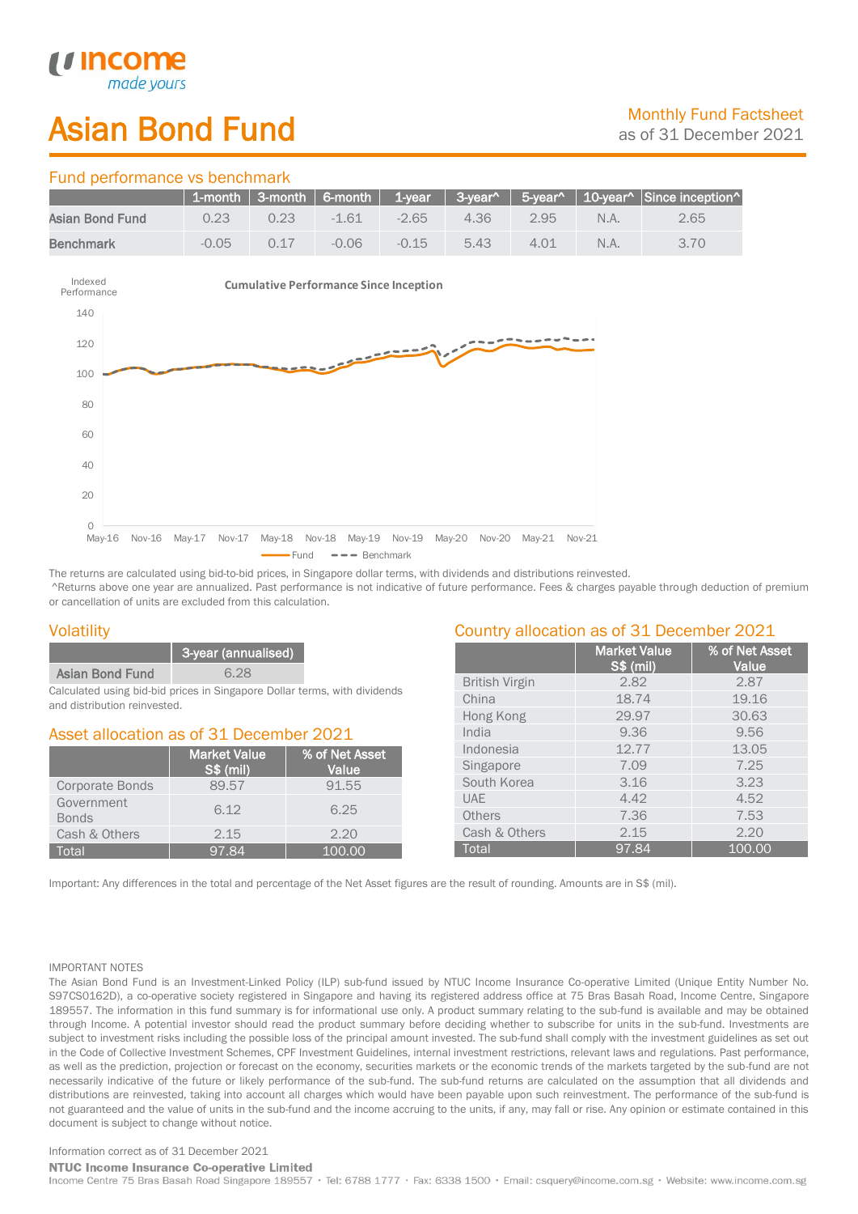income
made yours

# Asian Bond Fund

Monthly Fund Factsheet
as of 31 December 2021

## Fund performance vs benchmark

| | 1-month | 3-month | 6-month | 1-year | 3-year^ | 5-year^ | 10-year^ | Since inception^ |
|---|---|---|---|---|---|---|---|---|
| Asian Bond Fund | 0.23 | 0.23 | -1.61 | -2.65 | 4.36 | 2.95 | N.A. | 2.65 |
| Benchmark | -0.05 | 0.17 | -0.06 | -0.15 | 5.43 | 4.01 | N.A. | 3.70 |

Cumulative Performance Since Inception

Indexed Performance

140
120
100
80
60
40
20
0

May-16 Nov-16 May-17 Nov-17 May-18 Nov-18 May-19 Nov-19 May-20 Nov-20 May-21 Nov-21

Fund
Benchmark

The returns are calculated using bid-to-bid prices, in Singapore dollar terms, with dividends and distributions reinvested.
^Returns above one year are annualized. Past performance is not indicative of future performance. Fees & charges payable through deduction of premium or cancellation of units are excluded from this calculation.

## Volatility

| | 3-year (annualised) |
|---|---|
| Asian Bond Fund | 6.28 |

Calculated using bid-bid prices in Singapore Dollar terms, with dividends and distribution reinvested.

## Asset allocation as of 31 December 2021

| | Market Value S$ (mil) | % of Net Asset Value |
|---|---|---|
| Corporate Bonds | 89.57 | 91.55 |
| Government Bonds | 6.12 | 6.25 |
| Cash & Others | 2.15 | 2.20 |
| Total | 97.84 | 100.00 |

## Country allocation as of 31 December 2021

| | Market Value S$ (mil) | % of Net Asset Value |
|---|---|---|
| British Virgin | 2.82 | 2.87 |
| China | 18.74 | 19.16 |
| Hong Kong | 29.97 | 30.63 |
| India | 9.36 | 9.56 |
| Indonesia | 12.77 | 13.05 |
| Singapore | 7.09 | 7.25 |
| South Korea | 3.16 | 3.23 |
| UAE | 4.42 | 4.52 |
| Others | 7.36 | 7.53 |
| Cash & Others | 2.15 | 2.20 |
| Total | 97.84 | 100.00 |

Important: Any differences in the total and percentage of the Net Asset figures are the result of rounding. Amounts are in S$ (mil).

IMPORTANT NOTES

The Asian Bond Fund is an Investment-Linked Policy (ILP) sub-fund issued by NTUC Income Insurance Co-operative Limited (Unique Entity Number No. S97CS0162D), a co-operative society registered in Singapore and having its registered address office at 75 Bras Basah Road, Income Centre, Singapore 189557. The information in this fund summary is for informational use only. A product summary relating to the sub-fund is available and may be obtained through Income. A potential investor should read the product summary before deciding whether to subscribe for units in the sub-fund. Investments are subject to investment risks including the possible loss of the principal amount invested. The sub-fund shall comply with the investment guidelines as set out in the Code of Collective Investment Schemes, CPF Investment Guidelines, internal investment restrictions, relevant laws and regulations. Past performance, as well as the prediction, projection or forecast on the economy, securities markets or the economic trends of the markets targeted by the sub-fund are not necessarily indicative of the future or likely performance of the sub-fund. The sub-fund returns are calculated on the assumption that all dividends and distributions are reinvested, taking into account all charges which would have been payable upon such reinvestment. The performance of the sub-fund is not guaranteed and the value of units in the sub-fund and the income accruing to the units, if any, may fall or rise. Any opinion or estimate contained in this document is subject to change without notice.

Information correct as of 31 December 2021

**NTUC Income Insurance Co-operative Limited**
Income Centre 75 Bras Basah Road Singapore 189557 · Tel: 6788 1777 · Fax: 6338 1500 · Email: csquery@income.com.sg · Website: www.income.com.sg